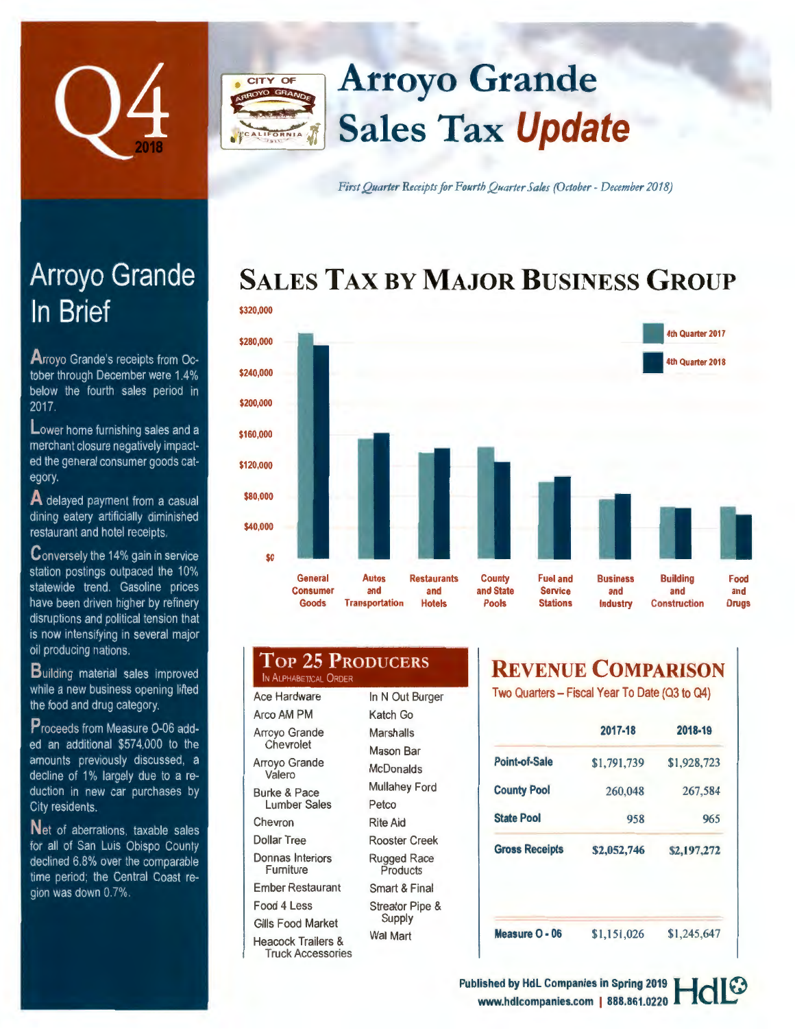# Q4 2018

# Arroyo Grande Sales Tax *Update*

*First Quarter Receipts for Fourth Quarter Sales (October - December 2018)*

## Arroyo Grande In Brief

Arroyo Grande's receipts from October through December were 1.4% below the fourth sales period in 2017.

Lower home furnishing sales and a merchant closure negatively impacted the general consumer goods category.

A delayed payment from a casual dining eatery artificially diminished restaurant and hotel receipts.

Conversely the 14% gain in service station postings outpaced the 10% statewide trend. Gasoline prices have been driven higher by refinery disruptions and political tension that is now intensifying in several major oil producing nations.

Building material sales improved while a new business opening lifted the food and drug category.

Proceeds from Measure O-06 added an additional $574,000 to the amounts previously discussed, a decline of 1% largely due to a reduction in new car purchases by City residents.

Net of aberrations, taxable sales for all of San Luis Obispo County declined 6.8% over the comparable time period; the Central Coast region was down 0.7%.

## Sales Tax by Major Business Group

Legend: 4th Quarter 2017, 4th Quarter 2018

Y-axis: $0 to $320,000

Categories: General Consumer Goods; Autos and Transportation; Restaurants and Hotels; County and State Pools; Fuel and Service Stations; Business and Industry; Building and Construction; Food and Drugs

## Top 25 Producers

In Alphabetical Order

| | |
|---|---|
| Ace Hardware | In N Out Burger |
| Arco AM PM | Katch Go |
| Arroyo Grande Chevrolet | Marshalls |
| Arroyo Grande Valero | Mason Bar |
| Burke & Pace Lumber Sales | McDonalds |
| Chevron | Mullahey Ford |
| Dollar Tree | Petco |
| Donnas Interiors Furniture | Rite Aid |
| Ember Restaurant | Rooster Creek |
| Food 4 Less | Rugged Race Products |
| Gills Food Market | Smart & Final |
| Heacock Trailers & Truck Accessories | Streator Pipe & Supply |
| | Wal Mart |

## Revenue Comparison

Two Quarters – Fiscal Year To Date (Q3 to Q4)

| | 2017-18 | 2018-19 |
|---|---|---|
| Point-of-Sale | $1,791,739 | $1,928,723 |
| County Pool | 260,048 | 267,584 |
| State Pool | 958 | 965 |
| Gross Receipts | $2,052,746 | $2,197,272 |
| Measure O - 06 | $1,151,026 | $1,245,647 |

Published by HdL Companies in Spring 2019
www.hdlcompanies.com | 888.861.0220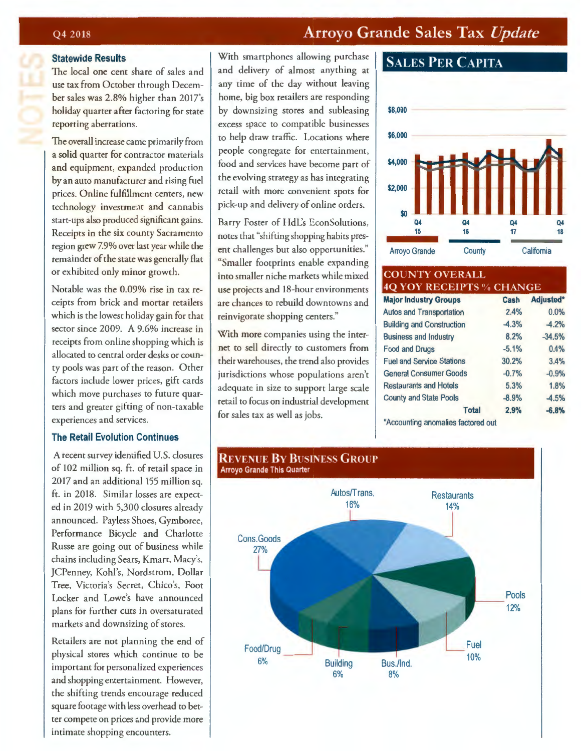# Arroyo Grande Sales Tax *Update*

Q4 2018

NOTES

### Statewide Results

The local one cent share of sales and use tax from October through December sales was 2.8% higher than 2017's holiday quarter after factoring for state reporting aberrations.

The overall increase came primarily from a solid quarter for contractor materials and equipment, expanded production by an auto manufacturer and rising fuel prices. Online fulfillment centers, new technology investment and cannabis start-ups also produced significant gains. Receipts in the six county Sacramento region grew 7.9% over last year while the remainder of the state was generally flat or exhibited only minor growth.

Notable was the 0.09% rise in tax receipts from brick and mortar retailers which is the lowest holiday gain for that sector since 2009. A 9.6% increase in receipts from online shopping which is allocated to central order desks or county pools was part of the reason. Other factors include lower prices, gift cards which move purchases to future quarters and greater gifting of non-taxable experiences and services.

### The Retail Evolution Continues

A recent survey identified U.S. closures of 102 million sq. ft. of retail space in 2017 and an additional 155 million sq. ft. in 2018. Similar losses are expected in 2019 with 5,300 closures already announced. Payless Shoes, Gymboree, Performance Bicycle and Charlotte Russe are going out of business while chains including Sears, Kmart, Macy's, JCPenney, Kohl's, Nordstrom, Dollar Tree, Victoria's Secret, Chico's, Foot Locker and Lowe's have announced plans for further cuts in oversaturated markets and downsizing of stores.

Retailers are not planning the end of physical stores which continue to be important for personalized experiences and shopping entertainment. However, the shifting trends encourage reduced square footage with less overhead to better compete on prices and provide more intimate shopping encounters.

With smartphones allowing purchase and delivery of almost anything at any time of the day without leaving home, big box retailers are responding by downsizing stores and subleasing excess space to compatible businesses to help draw traffic. Locations where people congregate for entertainment, food and services have become part of the evolving strategy as has integrating retail with more convenient spots for pick-up and delivery of online orders.

Barry Foster of HdL's EconSolutions, notes that "shifting shopping habits present challenges but also opportunities." "Smaller footprints enable expanding into smaller niche markets while mixed use projects and 18-hour environments are chances to rebuild downtowns and reinvigorate shopping centers."

With more companies using the internet to sell directly to customers from their warehouses, the trend also provides jurisdictions whose populations aren't adequate in size to support large scale retail to focus on industrial development for sales tax as well as jobs.

## Sales Per Capita

$8,000
$6,000
$4,000
$2,000
$0
Q4 15
Q4 16
Q4 17
Q4 18
Arroyo Grande
County
California

## County Overall 4Q YOY Receipts % Change

| Major Industry Groups | Cash | Adjusted* |
|---|---|---|
| Autos and Transportation | 2.4% | 0.0% |
| Building and Construction | -4.3% | -4.2% |
| Business and Industry | 8.2% | -34.5% |
| Food and Drugs | -5.1% | 0.4% |
| Fuel and Service Stations | 30.2% | 3.4% |
| General Consumer Goods | -0.7% | -0.9% |
| Restaurants and Hotels | 5.3% | 1.8% |
| County and State Pools | -8.9% | -4.5% |
| Total | 2.9% | -6.8% |

*Accounting anomalies factored out

## Revenue By Business Group

Arroyo Grande This Quarter

Autos/Trans. 16%
Restaurants 14%
Cons.Goods 27%
Pools 12%
Fuel 10%
Food/Drug 6%
Building 6%
Bus./Ind. 8%